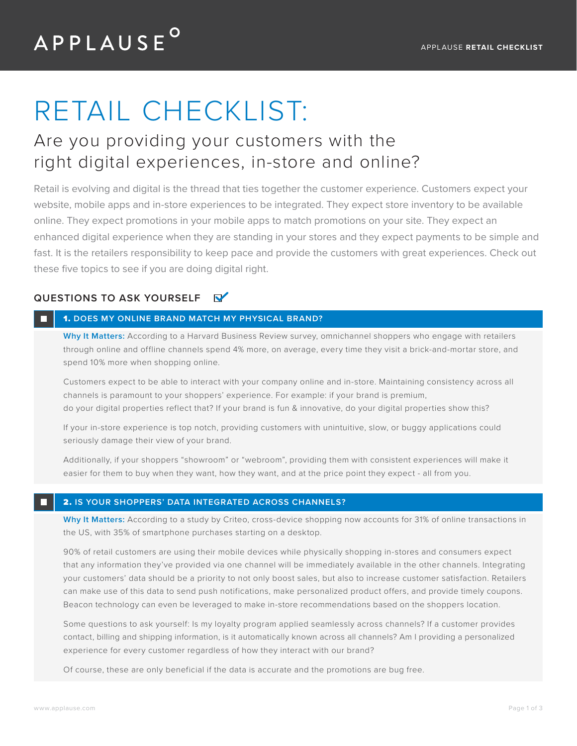# RETAIL CHECKLIST:

## Are you providing your customers with the right digital experiences, in-store and online?

Retail is evolving and digital is the thread that ties together the customer experience. Customers expect your website, mobile apps and in-store experiences to be integrated. They expect store inventory to be available online. They expect promotions in your mobile apps to match promotions on your site. They expect an enhanced digital experience when they are standing in your stores and they expect payments to be simple and fast. It is the retailers responsibility to keep pace and provide the customers with great experiences. Check out these five topics to see if you are doing digital right.

### QUESTIONS TO ASK YOURSELF

#### 1. DOES MY ONLINE BRAND MATCH MY PHYSICAL BRAND?

**Why It Matters:** According to a Harvard Business Review survey, omnichannel shoppers who engage with retailers through online and offline channels spend 4% more, on average, every time they visit a brick-and-mortar store, and spend 10% more when shopping online.

Customers expect to be able to interact with your company online and in-store. Maintaining consistency across all channels is paramount to your shoppers' experience. For example: if your brand is premium, do your digital properties reflect that? If your brand is fun & innovative, do your digital properties show this?

If your in-store experience is top notch, providing customers with unintuitive, slow, or buggy applications could seriously damage their view of your brand.

Additionally, if your shoppers "showroom" or "webroom", providing them with consistent experiences will make it easier for them to buy when they want, how they want, and at the price point they expect - all from you.

#### 2. IS YOUR SHOPPERS' DATA INTEGRATED ACROSS CHANNELS?

**Why It Matters:** According to a study by Criteo, cross-device shopping now accounts for 31% of online transactions in the US, with 35% of smartphone purchases starting on a desktop.

90% of retail customers are using their mobile devices while physically shopping in-stores and consumers expect that any information they've provided via one channel will be immediately available in the other channels. Integrating your customers' data should be a priority to not only boost sales, but also to increase customer satisfaction. Retailers can make use of this data to send push notifications, make personalized product offers, and provide timely coupons. Beacon technology can even be leveraged to make in-store recommendations based on the shoppers location.

Some questions to ask yourself: Is my loyalty program applied seamlessly across channels? If a customer provides contact, billing and shipping information, is it automatically known across all channels? Am I providing a personalized experience for every customer regardless of how they interact with our brand?

Of course, these are only beneficial if the data is accurate and the promotions are bug free.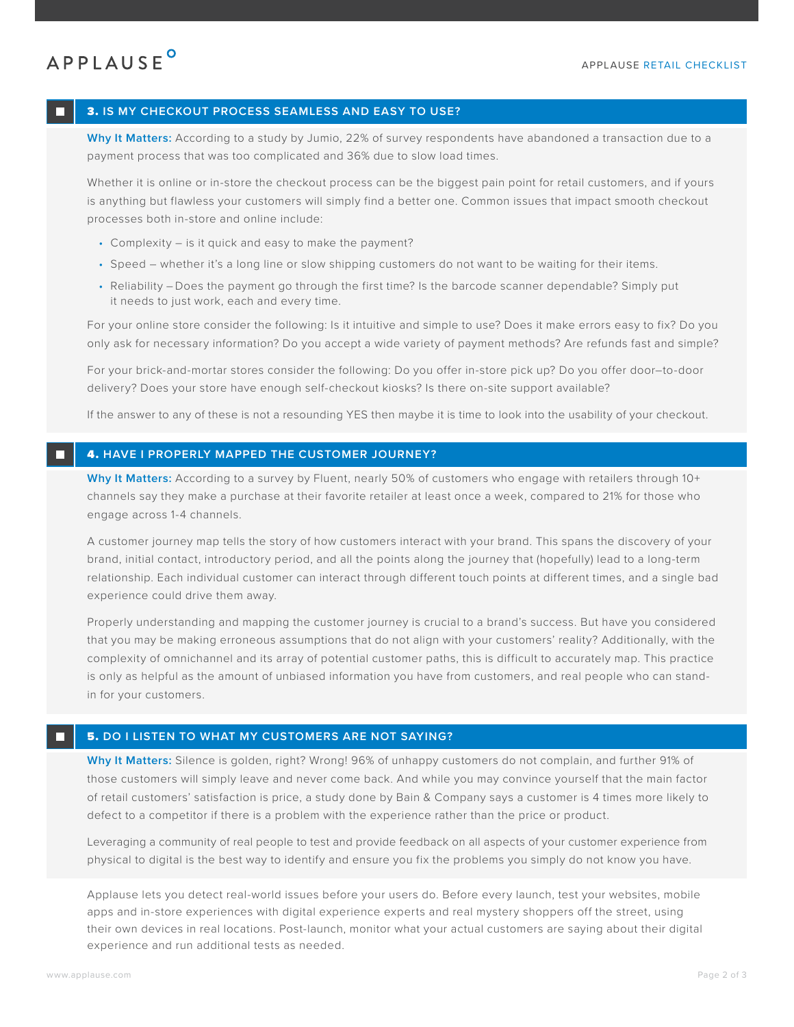## 3. IS MY CHECKOUT PROCESS SEAMLESS AND EASY TO USE?

**Why It Matters:** According to a study by Jumio, 22% of survey respondents have abandoned a transaction due to a payment process that was too complicated and 36% due to slow load times.

Whether it is online or in-store the checkout process can be the biggest pain point for retail customers, and if yours is anything but flawless your customers will simply find a better one. Common issues that impact smooth checkout processes both in-store and online include:

- Complexity – is it quick and easy to make the payment?
- Speed – whether it's a long line or slow shipping customers do not want to be waiting for their items.
- Reliability – Does the payment go through the first time? Is the barcode scanner dependable? Simply put it needs to just work, each and every time.

For your online store consider the following: Is it intuitive and simple to use? Does it make errors easy to fix? Do you only ask for necessary information? Do you accept a wide variety of payment methods? Are refunds fast and simple?

For your brick-and-mortar stores consider the following: Do you offer in-store pick up? Do you offer door–to-door delivery? Does your store have enough self-checkout kiosks? Is there on-site support available?

If the answer to any of these is not a resounding YES then maybe it is time to look into the usability of your checkout.

## 4. HAVE I PROPERLY MAPPED THE CUSTOMER JOURNEY?

**Why It Matters:** According to a survey by Fluent, nearly 50% of customers who engage with retailers through 10+ channels say they make a purchase at their favorite retailer at least once a week, compared to 21% for those who engage across 1-4 channels.

A customer journey map tells the story of how customers interact with your brand. This spans the discovery of your brand, initial contact, introductory period, and all the points along the journey that (hopefully) lead to a long-term relationship. Each individual customer can interact through different touch points at different times, and a single bad experience could drive them away.

Properly understanding and mapping the customer journey is crucial to a brand's success. But have you considered that you may be making erroneous assumptions that do not align with your customers' reality? Additionally, with the complexity of omnichannel and its array of potential customer paths, this is difficult to accurately map. This practice is only as helpful as the amount of unbiased information you have from customers, and real people who can stand-in for your customers.

## 5. DO I LISTEN TO WHAT MY CUSTOMERS ARE NOT SAYING?

**Why It Matters:** Silence is golden, right? Wrong! 96% of unhappy customers do not complain, and further 91% of those customers will simply leave and never come back. And while you may convince yourself that the main factor of retail customers' satisfaction is price, a study done by Bain & Company says a customer is 4 times more likely to defect to a competitor if there is a problem with the experience rather than the price or product.

Leveraging a community of real people to test and provide feedback on all aspects of your customer experience from physical to digital is the best way to identify and ensure you fix the problems you simply do not know you have.

Applause lets you detect real-world issues before your users do. Before every launch, test your websites, mobile apps and in-store experiences with digital experience experts and real mystery shoppers off the street, using their own devices in real locations. Post-launch, monitor what your actual customers are saying about their digital experience and run additional tests as needed.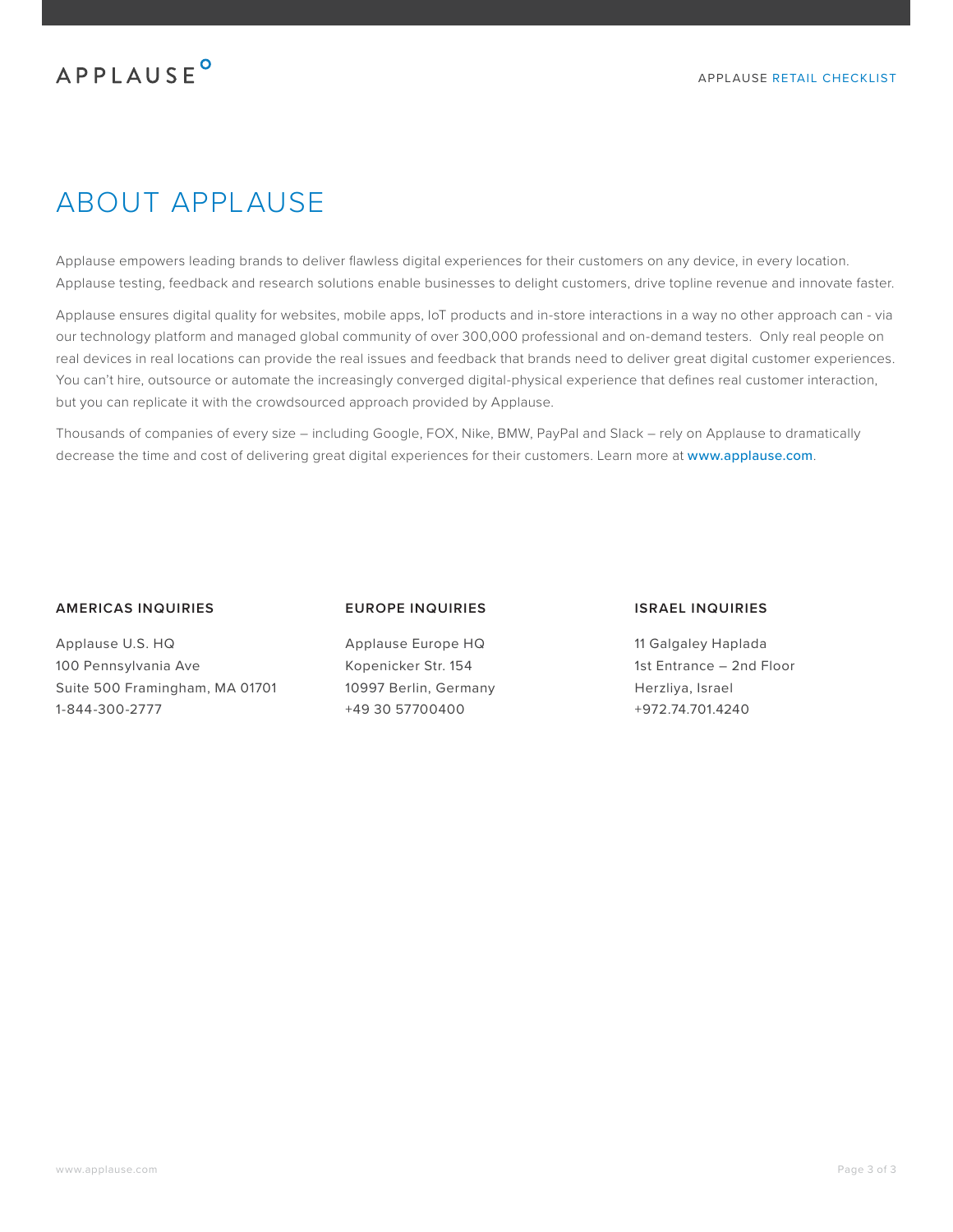# ABOUT APPLAUSE

Applause empowers leading brands to deliver flawless digital experiences for their customers on any device, in every location. Applause testing, feedback and research solutions enable businesses to delight customers, drive topline revenue and innovate faster.

Applause ensures digital quality for websites, mobile apps, IoT products and in-store interactions in a way no other approach can - via our technology platform and managed global community of over 300,000 professional and on-demand testers. Only real people on real devices in real locations can provide the real issues and feedback that brands need to deliver great digital customer experiences. You can't hire, outsource or automate the increasingly converged digital-physical experience that defines real customer interaction, but you can replicate it with the crowdsourced approach provided by Applause.

Thousands of companies of every size – including Google, FOX, Nike, BMW, PayPal and Slack – rely on Applause to dramatically decrease the time and cost of delivering great digital experiences for their customers. Learn more at www.applause.com.

**AMERICAS INQUIRIES**

Applause U.S. HQ
100 Pennsylvania Ave
Suite 500 Framingham, MA 01701
1-844-300-2777

**EUROPE INQUIRIES**

Applause Europe HQ
Kopenicker Str. 154
10997 Berlin, Germany
+49 30 57700400

**ISRAEL INQUIRIES**

11 Galgaley Haplada
1st Entrance – 2nd Floor
Herzliya, Israel
+972.74.701.4240